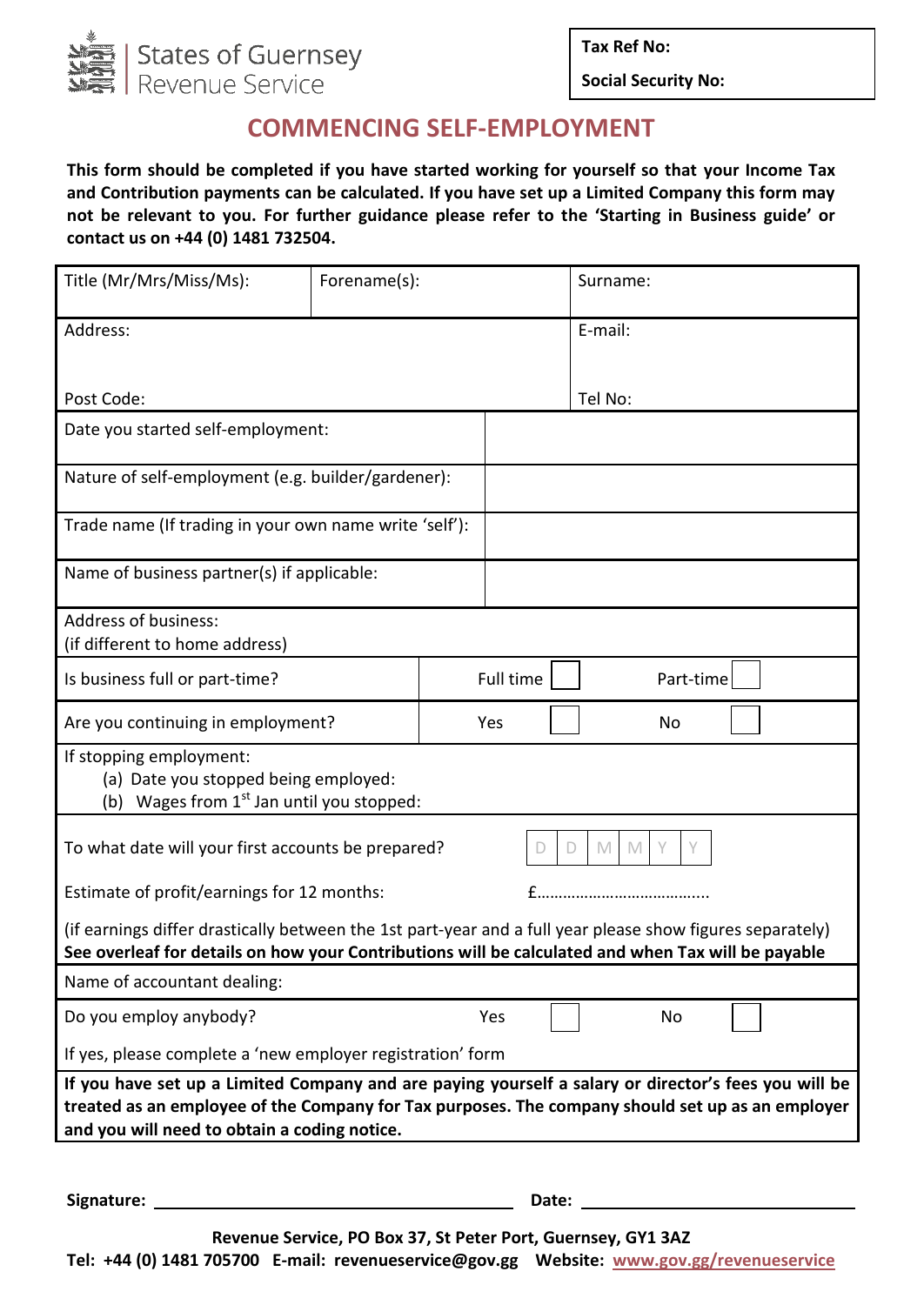States of Guernsey
Revenue Service

| Tax Ref No: |
|---|
| Social Security No: |

# COMMENCING SELF-EMPLOYMENT

**This form should be completed if you have started working for yourself so that your Income Tax and Contribution payments can be calculated. If you have set up a Limited Company this form may not be relevant to you. For further guidance please refer to the 'Starting in Business guide' or contact us on +44 (0) 1481 732504.**

| Title (Mr/Mrs/Miss/Ms): | Forename(s): | Surname: |
|---|---|---|
| Address:<br><br>Post Code: | | E-mail:<br><br>Tel No: |

| Field | Response |
|---|---|
| Date you started self-employment: | |
| Nature of self-employment (e.g. builder/gardener): | |
| Trade name (If trading in your own name write 'self'): | |
| Name of business partner(s) if applicable: | |
| Address of business:<br>(if different to home address) | |
| Is business full or part-time? | Full time ☐ Part-time ☐ |
| Are you continuing in employment? | Yes ☐ No ☐ |
| If stopping employment:<br>(a) Date you stopped being employed:<br>(b) Wages from 1st Jan until you stopped: | |
| To what date will your first accounts be prepared? | D D M M Y Y |
| Estimate of profit/earnings for 12 months: | £………………………………... |

(if earnings differ drastically between the 1st part-year and a full year please show figures separately)
**See overleaf for details on how your Contributions will be calculated and when Tax will be payable**

| Field | Response |
|---|---|
| Name of accountant dealing: | |
| Do you employ anybody? | Yes ☐ No ☐ |

If yes, please complete a 'new employer registration' form

**If you have set up a Limited Company and are paying yourself a salary or director's fees you will be treated as an employee of the Company for Tax purposes. The company should set up as an employer and you will need to obtain a coding notice.**

**Signature:** ______________________________ **Date:** ______________________

**Revenue Service, PO Box 37, St Peter Port, Guernsey, GY1 3AZ**
**Tel: +44 (0) 1481 705700 E-mail: revenueservice@gov.gg Website: www.gov.gg/revenueservice**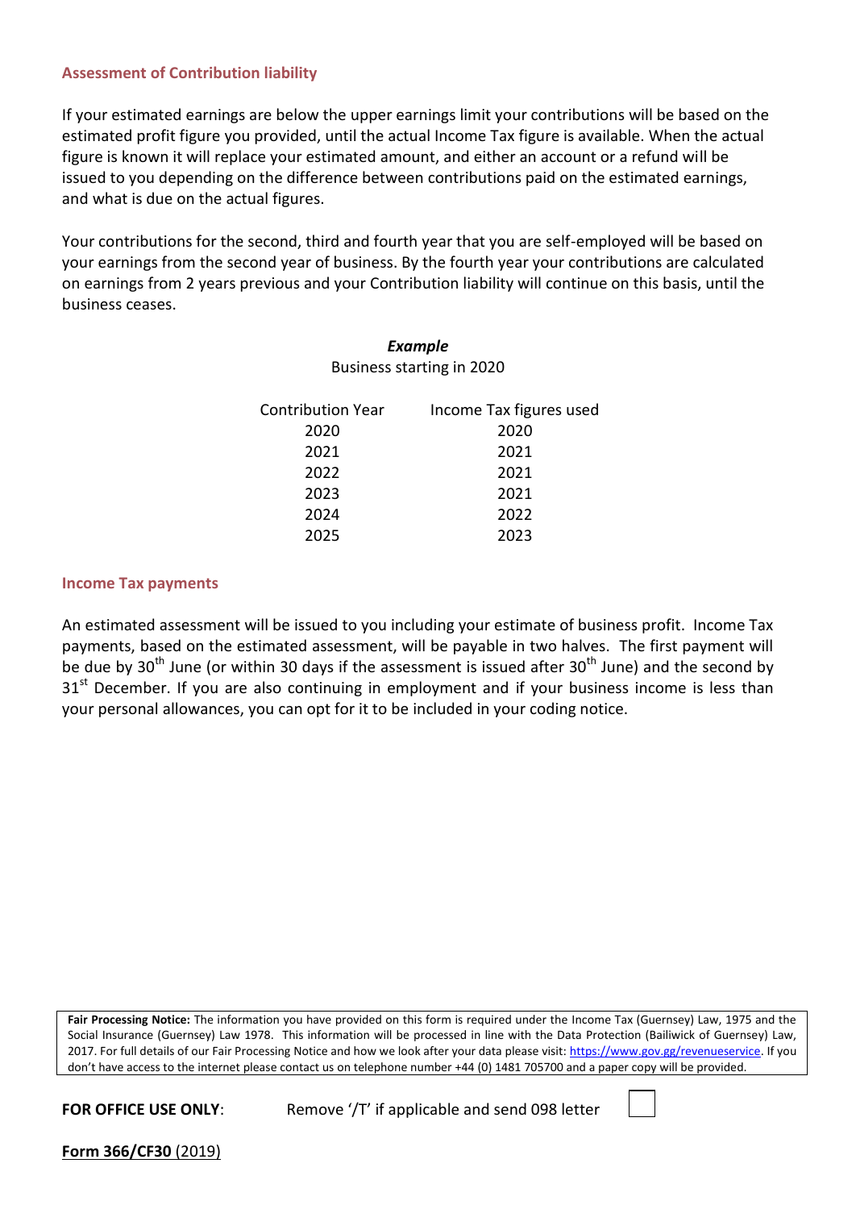## Assessment of Contribution liability

If your estimated earnings are below the upper earnings limit your contributions will be based on the estimated profit figure you provided, until the actual Income Tax figure is available. When the actual figure is known it will replace your estimated amount, and either an account or a refund will be issued to you depending on the difference between contributions paid on the estimated earnings, and what is due on the actual figures.

Your contributions for the second, third and fourth year that you are self-employed will be based on your earnings from the second year of business. By the fourth year your contributions are calculated on earnings from 2 years previous and your Contribution liability will continue on this basis, until the business ceases.

***Example***

Business starting in 2020

| Contribution Year | Income Tax figures used |
|---|---|
| 2020 | 2020 |
| 2021 | 2021 |
| 2022 | 2021 |
| 2023 | 2021 |
| 2024 | 2022 |
| 2025 | 2023 |

## Income Tax payments

An estimated assessment will be issued to you including your estimate of business profit. Income Tax payments, based on the estimated assessment, will be payable in two halves. The first payment will be due by 30th June (or within 30 days if the assessment is issued after 30th June) and the second by 31st December. If you are also continuing in employment and if your business income is less than your personal allowances, you can opt for it to be included in your coding notice.

**Fair Processing Notice:** The information you have provided on this form is required under the Income Tax (Guernsey) Law, 1975 and the Social Insurance (Guernsey) Law 1978. This information will be processed in line with the Data Protection (Bailiwick of Guernsey) Law, 2017. For full details of our Fair Processing Notice and how we look after your data please visit: https://www.gov.gg/revenueservice. If you don't have access to the internet please contact us on telephone number +44 (0) 1481 705700 and a paper copy will be provided.

**FOR OFFICE USE ONLY**: Remove '/T' if applicable and send 098 letter ☐

**Form 366/CF30** (2019)